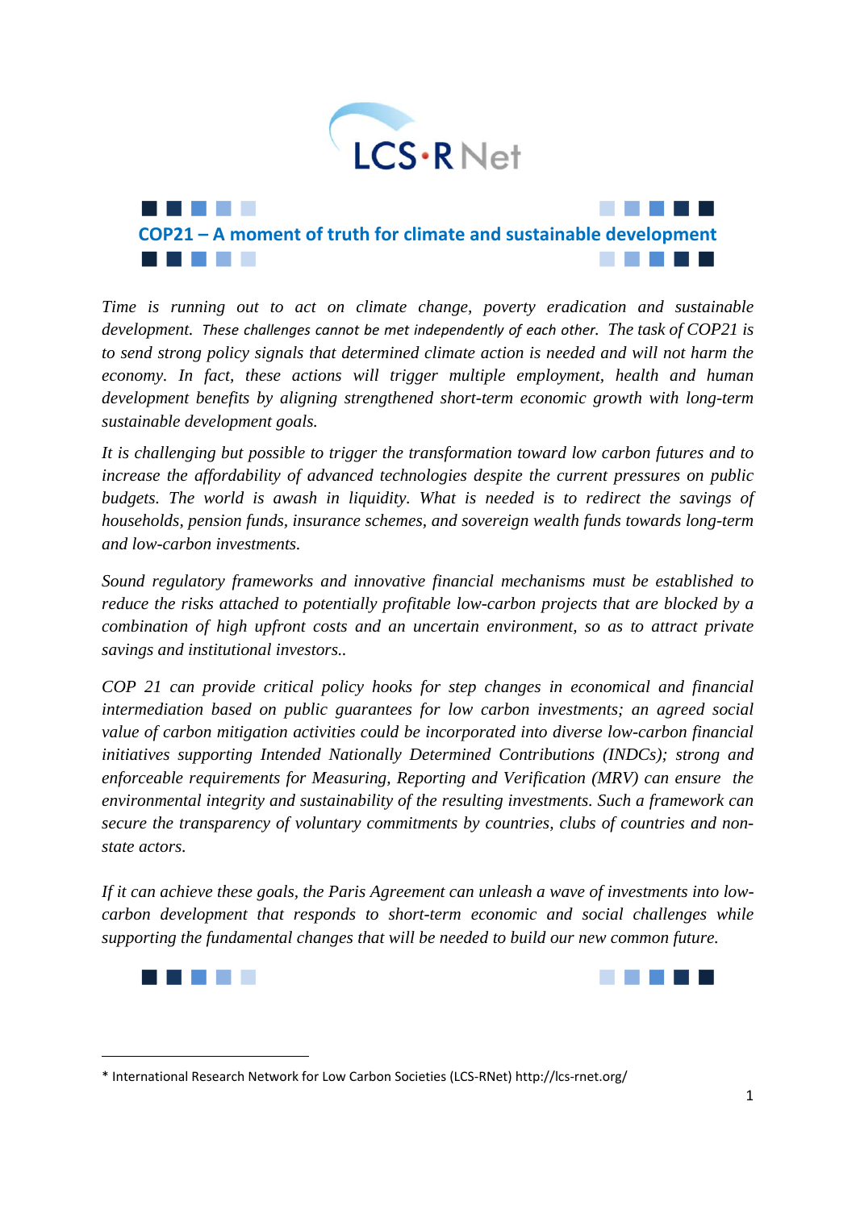LCS-RNet

## COP21 – A moment of truth for climate and sustainable development

*Time is running out to act on climate change, poverty eradication and sustainable development. These challenges cannot be met independently of each other. The task of COP21 is to send strong policy signals that determined climate action is needed and will not harm the economy. In fact, these actions will trigger multiple employment, health and human development benefits by aligning strengthened short-term economic growth with long-term sustainable development goals.*

*It is challenging but possible to trigger the transformation toward low carbon futures and to increase the affordability of advanced technologies despite the current pressures on public budgets. The world is awash in liquidity. What is needed is to redirect the savings of households, pension funds, insurance schemes, and sovereign wealth funds towards long-term and low-carbon investments.*

*Sound regulatory frameworks and innovative financial mechanisms must be established to reduce the risks attached to potentially profitable low-carbon projects that are blocked by a combination of high upfront costs and an uncertain environment, so as to attract private savings and institutional investors..*

*COP 21 can provide critical policy hooks for step changes in economical and financial intermediation based on public guarantees for low carbon investments; an agreed social value of carbon mitigation activities could be incorporated into diverse low-carbon financial initiatives supporting Intended Nationally Determined Contributions (INDCs); strong and enforceable requirements for Measuring, Reporting and Verification (MRV) can ensure the environmental integrity and sustainability of the resulting investments. Such a framework can secure the transparency of voluntary commitments by countries, clubs of countries and non-state actors.*

*If it can achieve these goals, the Paris Agreement can unleash a wave of investments into low-carbon development that responds to short-term economic and social challenges while supporting the fundamental changes that will be needed to build our new common future.*

---

\* International Research Network for Low Carbon Societies (LCS-RNet) http://lcs-rnet.org/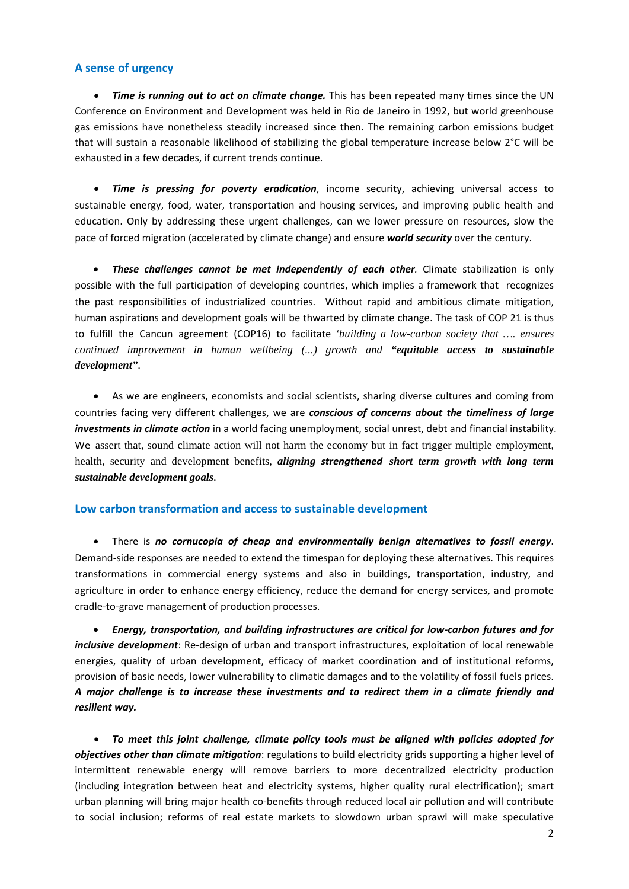## A sense of urgency

- ***Time is running out to act on climate change.*** This has been repeated many times since the UN Conference on Environment and Development was held in Rio de Janeiro in 1992, but world greenhouse gas emissions have nonetheless steadily increased since then. The remaining carbon emissions budget that will sustain a reasonable likelihood of stabilizing the global temperature increase below 2°C will be exhausted in a few decades, if current trends continue.

- ***Time is pressing for poverty eradication***, income security, achieving universal access to sustainable energy, food, water, transportation and housing services, and improving public health and education. Only by addressing these urgent challenges, can we lower pressure on resources, slow the pace of forced migration (accelerated by climate change) and ensure ***world security*** over the century.

- ***These challenges cannot be met independently of each other***. Climate stabilization is only possible with the full participation of developing countries, which implies a framework that recognizes the past responsibilities of industrialized countries. Without rapid and ambitious climate mitigation, human aspirations and development goals will be thwarted by climate change. The task of COP 21 is thus to fulfill the Cancun agreement (COP16) to facilitate '*building a low-carbon society that …. ensures continued improvement in human wellbeing (...) growth and **"equitable access to sustainable development"***.

- As we are engineers, economists and social scientists, sharing diverse cultures and coming from countries facing very different challenges, we are ***conscious of concerns about the timeliness of large investments in climate action*** in a world facing unemployment, social unrest, debt and financial instability. We assert that, sound climate action will not harm the economy but in fact trigger multiple employment, health, security and development benefits, ***aligning strengthened short term growth with long term sustainable development goals***.

## Low carbon transformation and access to sustainable development

- There is ***no cornucopia of cheap and environmentally benign alternatives to fossil energy***. Demand-side responses are needed to extend the timespan for deploying these alternatives. This requires transformations in commercial energy systems and also in buildings, transportation, industry, and agriculture in order to enhance energy efficiency, reduce the demand for energy services, and promote cradle-to-grave management of production processes.

- ***Energy, transportation, and building infrastructures are critical for low-carbon futures and for inclusive development***: Re-design of urban and transport infrastructures, exploitation of local renewable energies, quality of urban development, efficacy of market coordination and of institutional reforms, provision of basic needs, lower vulnerability to climatic damages and to the volatility of fossil fuels prices. ***A major challenge is to increase these investments and to redirect them in a climate friendly and resilient way.***

- ***To meet this joint challenge, climate policy tools must be aligned with policies adopted for objectives other than climate mitigation***: regulations to build electricity grids supporting a higher level of intermittent renewable energy will remove barriers to more decentralized electricity production (including integration between heat and electricity systems, higher quality rural electrification); smart urban planning will bring major health co-benefits through reduced local air pollution and will contribute to social inclusion; reforms of real estate markets to slowdown urban sprawl will make speculative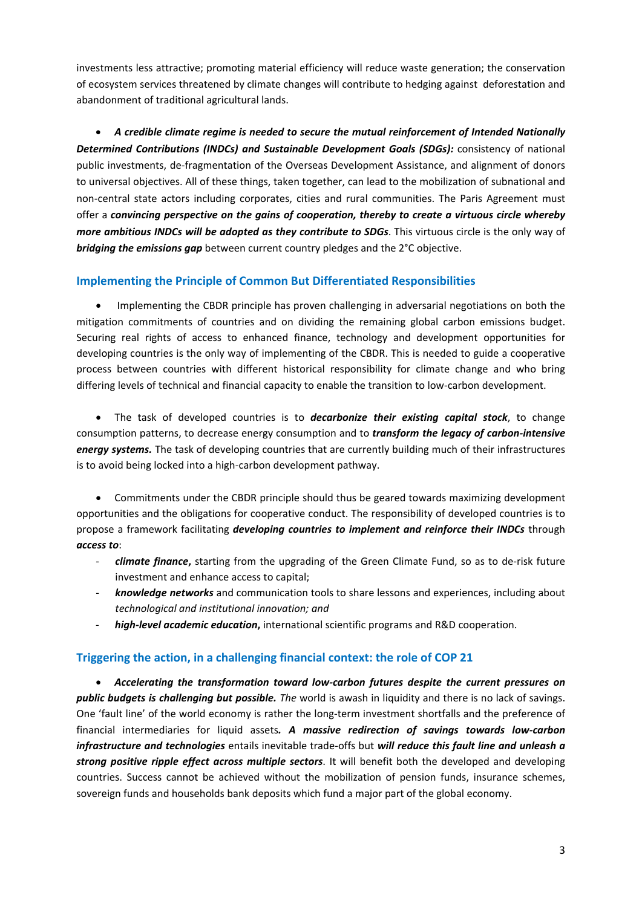investments less attractive; promoting material efficiency will reduce waste generation; the conservation of ecosystem services threatened by climate changes will contribute to hedging against deforestation and abandonment of traditional agricultural lands.

- ***A credible climate regime is needed to secure the mutual reinforcement of Intended Nationally Determined Contributions (INDCs) and Sustainable Development Goals (SDGs):*** consistency of national public investments, de-fragmentation of the Overseas Development Assistance, and alignment of donors to universal objectives. All of these things, taken together, can lead to the mobilization of subnational and non-central state actors including corporates, cities and rural communities. The Paris Agreement must offer a ***convincing perspective on the gains of cooperation, thereby to create a virtuous circle whereby more ambitious INDCs will be adopted as they contribute to SDGs***. This virtuous circle is the only way of ***bridging the emissions gap*** between current country pledges and the 2°C objective.

## Implementing the Principle of Common But Differentiated Responsibilities

- Implementing the CBDR principle has proven challenging in adversarial negotiations on both the mitigation commitments of countries and on dividing the remaining global carbon emissions budget. Securing real rights of access to enhanced finance, technology and development opportunities for developing countries is the only way of implementing of the CBDR. This is needed to guide a cooperative process between countries with different historical responsibility for climate change and who bring differing levels of technical and financial capacity to enable the transition to low-carbon development.

- The task of developed countries is to ***decarbonize their existing capital stock***, to change consumption patterns, to decrease energy consumption and to ***transform the legacy of carbon-intensive energy systems.*** The task of developing countries that are currently building much of their infrastructures is to avoid being locked into a high-carbon development pathway.

- Commitments under the CBDR principle should thus be geared towards maximizing development opportunities and the obligations for cooperative conduct. The responsibility of developed countries is to propose a framework facilitating ***developing countries to implement and reinforce their INDCs*** through ***access to***:
  - ***climate finance*****,** starting from the upgrading of the Green Climate Fund, so as to de-risk future investment and enhance access to capital;
  - ***knowledge networks*** and communication tools to share lessons and experiences, including about *technological and institutional innovation; and*
  - ***high-level academic education*****,** international scientific programs and R&D cooperation.

## Triggering the action, in a challenging financial context: the role of COP 21

- ***Accelerating the transformation toward low-carbon futures despite the current pressures on public budgets is challenging but possible.*** *The* world is awash in liquidity and there is no lack of savings. One 'fault line' of the world economy is rather the long-term investment shortfalls and the preference of financial intermediaries for liquid assets***. A massive redirection of savings towards low-carbon infrastructure and technologies*** entails inevitable trade-offs but ***will reduce this fault line and unleash a strong positive ripple effect across multiple sectors***. It will benefit both the developed and developing countries. Success cannot be achieved without the mobilization of pension funds, insurance schemes, sovereign funds and households bank deposits which fund a major part of the global economy.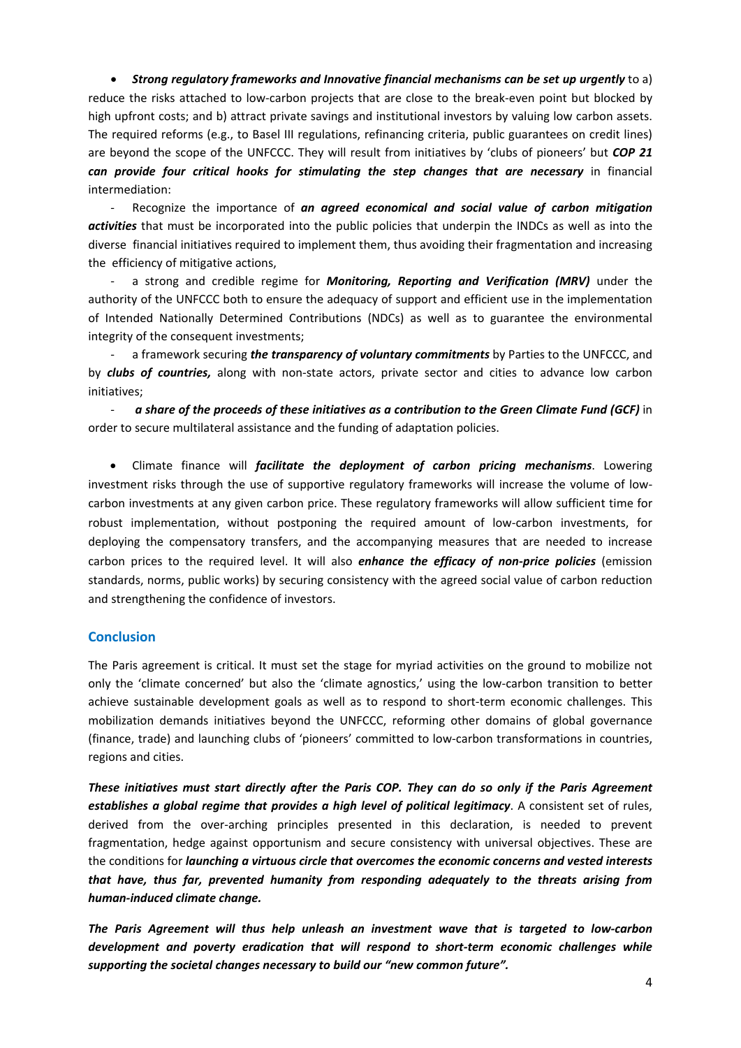- ***Strong regulatory frameworks and Innovative financial mechanisms can be set up urgently*** to a) reduce the risks attached to low-carbon projects that are close to the break-even point but blocked by high upfront costs; and b) attract private savings and institutional investors by valuing low carbon assets. The required reforms (e.g., to Basel III regulations, refinancing criteria, public guarantees on credit lines) are beyond the scope of the UNFCCC. They will result from initiatives by 'clubs of pioneers' but ***COP 21 can provide four critical hooks for stimulating the step changes that are necessary*** in financial intermediation:

  - Recognize the importance of ***an agreed economical and social value of carbon mitigation activities*** that must be incorporated into the public policies that underpin the INDCs as well as into the diverse financial initiatives required to implement them, thus avoiding their fragmentation and increasing the efficiency of mitigative actions,
  - a strong and credible regime for ***Monitoring, Reporting and Verification (MRV)*** under the authority of the UNFCCC both to ensure the adequacy of support and efficient use in the implementation of Intended Nationally Determined Contributions (NDCs) as well as to guarantee the environmental integrity of the consequent investments;
  - a framework securing ***the transparency of voluntary commitments*** by Parties to the UNFCCC, and by ***clubs of countries,*** along with non-state actors, private sector and cities to advance low carbon initiatives;
  - ***a share of the proceeds of these initiatives as a contribution to the Green Climate Fund (GCF)*** in order to secure multilateral assistance and the funding of adaptation policies.

- Climate finance will ***facilitate the deployment of carbon pricing mechanisms***. Lowering investment risks through the use of supportive regulatory frameworks will increase the volume of low-carbon investments at any given carbon price. These regulatory frameworks will allow sufficient time for robust implementation, without postponing the required amount of low-carbon investments, for deploying the compensatory transfers, and the accompanying measures that are needed to increase carbon prices to the required level. It will also ***enhance the efficacy of non-price policies*** (emission standards, norms, public works) by securing consistency with the agreed social value of carbon reduction and strengthening the confidence of investors.

## Conclusion

The Paris agreement is critical. It must set the stage for myriad activities on the ground to mobilize not only the 'climate concerned' but also the 'climate agnostics,' using the low-carbon transition to better achieve sustainable development goals as well as to respond to short-term economic challenges. This mobilization demands initiatives beyond the UNFCCC, reforming other domains of global governance (finance, trade) and launching clubs of 'pioneers' committed to low-carbon transformations in countries, regions and cities.

***These initiatives must start directly after the Paris COP. They can do so only if the Paris Agreement establishes a global regime that provides a high level of political legitimacy***. A consistent set of rules, derived from the over-arching principles presented in this declaration, is needed to prevent fragmentation, hedge against opportunism and secure consistency with universal objectives. These are the conditions for ***launching a virtuous circle that overcomes the economic concerns and vested interests that have, thus far, prevented humanity from responding adequately to the threats arising from human-induced climate change.***

***The Paris Agreement will thus help unleash an investment wave that is targeted to low-carbon development and poverty eradication that will respond to short-term economic challenges while supporting the societal changes necessary to build our "new common future".***